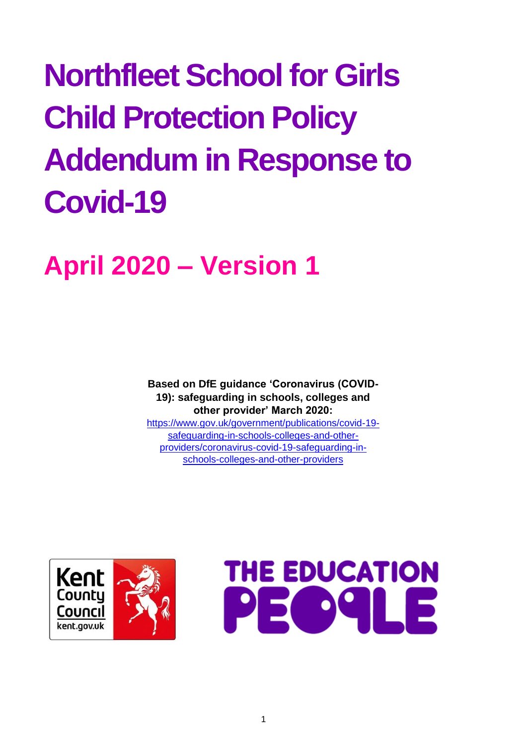# Northfleet School for Girls Child Protection Policy Addendum in Response to Covid-19

## April 2020 – Version 1

**Based on DfE guidance 'Coronavirus (COVID-19): safeguarding in schools, colleges and other provider' March 2020:**
https://www.gov.uk/government/publications/covid-19-safeguarding-in-schools-colleges-and-other-providers/coronavirus-covid-19-safeguarding-in-schools-colleges-and-other-providers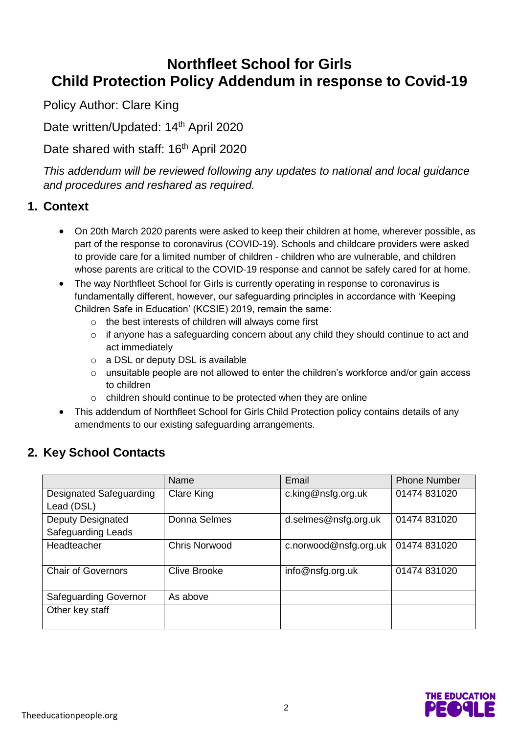# Northfleet School for Girls
# Child Protection Policy Addendum in response to Covid-19

Policy Author: Clare King

Date written/Updated: 14th April 2020

Date shared with staff: 16th April 2020

*This addendum will be reviewed following any updates to national and local guidance and procedures and reshared as required.*

## 1. Context

- On 20th March 2020 parents were asked to keep their children at home, wherever possible, as part of the response to coronavirus (COVID-19). Schools and childcare providers were asked to provide care for a limited number of children - children who are vulnerable, and children whose parents are critical to the COVID-19 response and cannot be safely cared for at home.
- The way Northfleet School for Girls is currently operating in response to coronavirus is fundamentally different, however, our safeguarding principles in accordance with 'Keeping Children Safe in Education' (KCSIE) 2019, remain the same:
    - the best interests of children will always come first
    - if anyone has a safeguarding concern about any child they should continue to act and act immediately
    - a DSL or deputy DSL is available
    - unsuitable people are not allowed to enter the children's workforce and/or gain access to children
    - children should continue to be protected when they are online
- This addendum of Northfleet School for Girls Child Protection policy contains details of any amendments to our existing safeguarding arrangements.

## 2. Key School Contacts

| | Name | Email | Phone Number |
|---|---|---|---|
| Designated Safeguarding Lead (DSL) | Clare King | c.king@nsfg.org.uk | 01474 831020 |
| Deputy Designated Safeguarding Leads | Donna Selmes | d.selmes@nsfg.org.uk | 01474 831020 |
| Headteacher | Chris Norwood | c.norwood@nsfg.org.uk | 01474 831020 |
| Chair of Governors | Clive Brooke | info@nsfg.org.uk | 01474 831020 |
| Safeguarding Governor | As above | | |
| Other key staff | | | |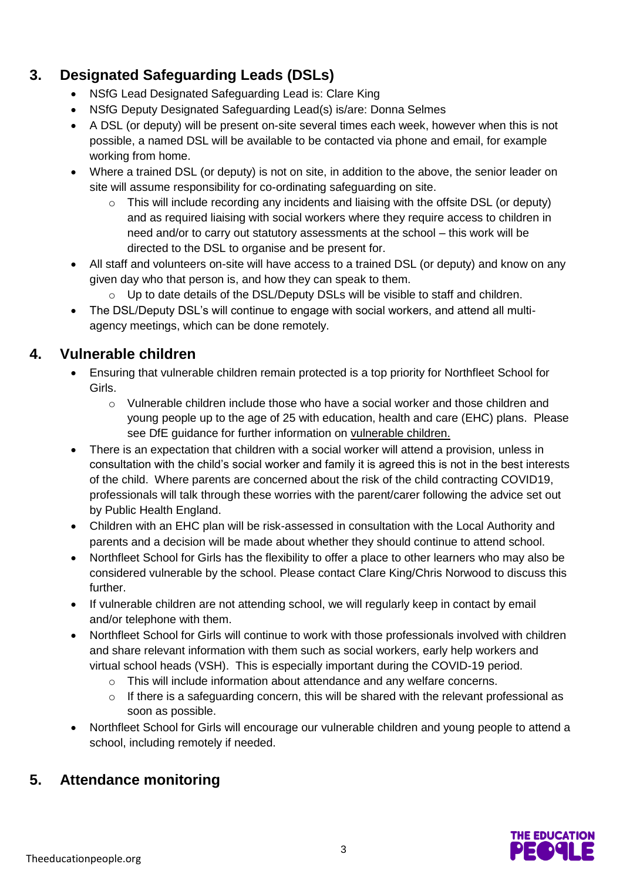## 3. Designated Safeguarding Leads (DSLs)

- NSfG Lead Designated Safeguarding Lead is: Clare King
- NSfG Deputy Designated Safeguarding Lead(s) is/are: Donna Selmes
- A DSL (or deputy) will be present on-site several times each week, however when this is not possible, a named DSL will be available to be contacted via phone and email, for example working from home.
- Where a trained DSL (or deputy) is not on site, in addition to the above, the senior leader on site will assume responsibility for co-ordinating safeguarding on site.
    - This will include recording any incidents and liaising with the offsite DSL (or deputy) and as required liaising with social workers where they require access to children in need and/or to carry out statutory assessments at the school – this work will be directed to the DSL to organise and be present for.
- All staff and volunteers on-site will have access to a trained DSL (or deputy) and know on any given day who that person is, and how they can speak to them.
    - Up to date details of the DSL/Deputy DSLs will be visible to staff and children.
- The DSL/Deputy DSL's will continue to engage with social workers, and attend all multi-agency meetings, which can be done remotely.

## 4. Vulnerable children

- Ensuring that vulnerable children remain protected is a top priority for Northfleet School for Girls.
    - Vulnerable children include those who have a social worker and those children and young people up to the age of 25 with education, health and care (EHC) plans. Please see DfE guidance for further information on vulnerable children.
- There is an expectation that children with a social worker will attend a provision, unless in consultation with the child's social worker and family it is agreed this is not in the best interests of the child. Where parents are concerned about the risk of the child contracting COVID19, professionals will talk through these worries with the parent/carer following the advice set out by Public Health England.
- Children with an EHC plan will be risk-assessed in consultation with the Local Authority and parents and a decision will be made about whether they should continue to attend school.
- Northfleet School for Girls has the flexibility to offer a place to other learners who may also be considered vulnerable by the school. Please contact Clare King/Chris Norwood to discuss this further.
- If vulnerable children are not attending school, we will regularly keep in contact by email and/or telephone with them.
- Northfleet School for Girls will continue to work with those professionals involved with children and share relevant information with them such as social workers, early help workers and virtual school heads (VSH). This is especially important during the COVID-19 period.
    - This will include information about attendance and any welfare concerns.
    - If there is a safeguarding concern, this will be shared with the relevant professional as soon as possible.
- Northfleet School for Girls will encourage our vulnerable children and young people to attend a school, including remotely if needed.

## 5. Attendance monitoring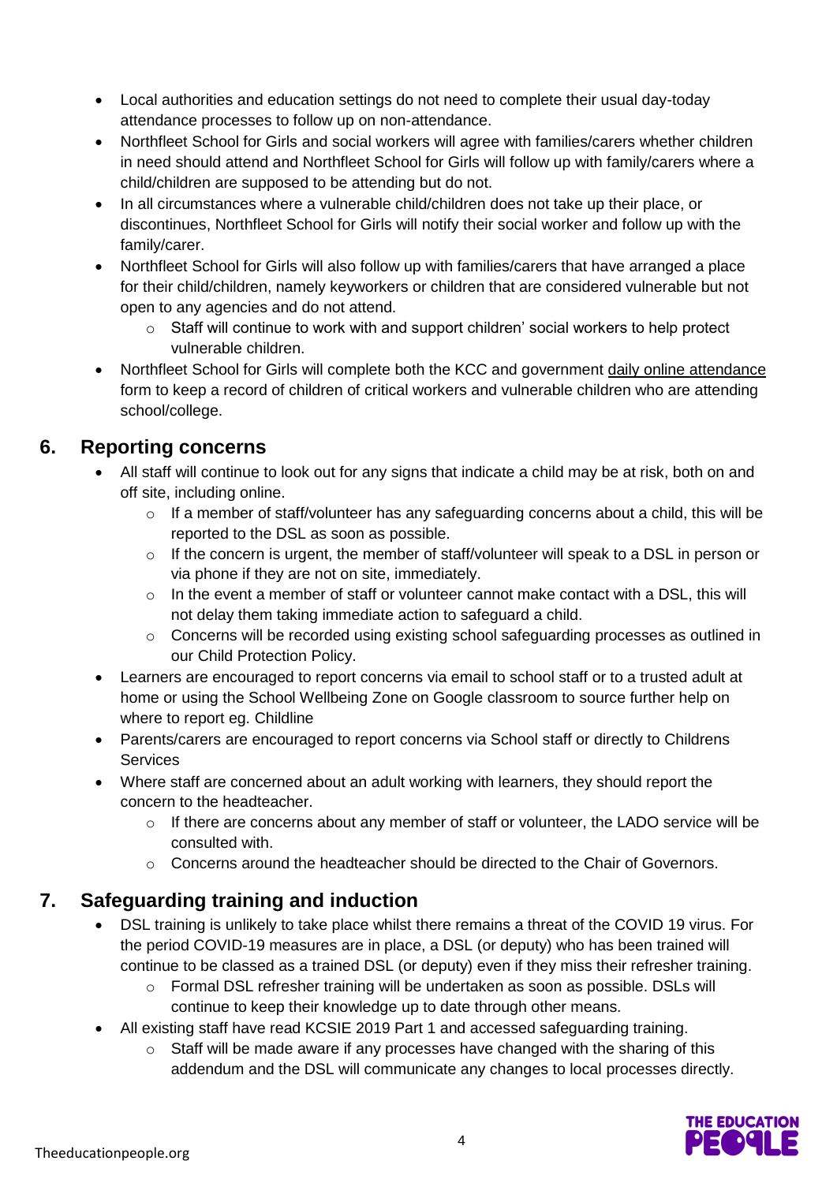- Local authorities and education settings do not need to complete their usual day-today attendance processes to follow up on non-attendance.
- Northfleet School for Girls and social workers will agree with families/carers whether children in need should attend and Northfleet School for Girls will follow up with family/carers where a child/children are supposed to be attending but do not.
- In all circumstances where a vulnerable child/children does not take up their place, or discontinues, Northfleet School for Girls will notify their social worker and follow up with the family/carer.
- Northfleet School for Girls will also follow up with families/carers that have arranged a place for their child/children, namely keyworkers or children that are considered vulnerable but not open to any agencies and do not attend.
  - Staff will continue to work with and support children' social workers to help protect vulnerable children.
- Northfleet School for Girls will complete both the KCC and government daily online attendance form to keep a record of children of critical workers and vulnerable children who are attending school/college.

## 6. Reporting concerns

- All staff will continue to look out for any signs that indicate a child may be at risk, both on and off site, including online.
  - If a member of staff/volunteer has any safeguarding concerns about a child, this will be reported to the DSL as soon as possible.
  - If the concern is urgent, the member of staff/volunteer will speak to a DSL in person or via phone if they are not on site, immediately.
  - In the event a member of staff or volunteer cannot make contact with a DSL, this will not delay them taking immediate action to safeguard a child.
  - Concerns will be recorded using existing school safeguarding processes as outlined in our Child Protection Policy.
- Learners are encouraged to report concerns via email to school staff or to a trusted adult at home or using the School Wellbeing Zone on Google classroom to source further help on where to report eg. Childline
- Parents/carers are encouraged to report concerns via School staff or directly to Childrens Services
- Where staff are concerned about an adult working with learners, they should report the concern to the headteacher.
  - If there are concerns about any member of staff or volunteer, the LADO service will be consulted with.
  - Concerns around the headteacher should be directed to the Chair of Governors.

## 7. Safeguarding training and induction

- DSL training is unlikely to take place whilst there remains a threat of the COVID 19 virus. For the period COVID-19 measures are in place, a DSL (or deputy) who has been trained will continue to be classed as a trained DSL (or deputy) even if they miss their refresher training.
  - Formal DSL refresher training will be undertaken as soon as possible. DSLs will continue to keep their knowledge up to date through other means.
- All existing staff have read KCSIE 2019 Part 1 and accessed safeguarding training.
  - Staff will be made aware if any processes have changed with the sharing of this addendum and the DSL will communicate any changes to local processes directly.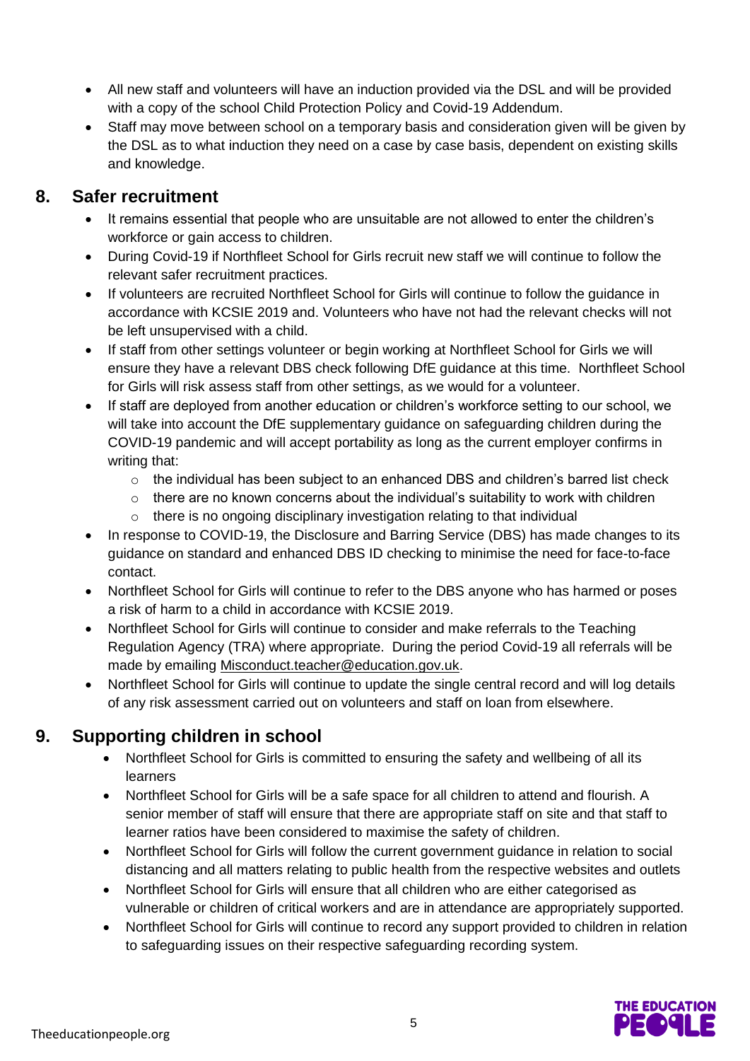- All new staff and volunteers will have an induction provided via the DSL and will be provided with a copy of the school Child Protection Policy and Covid-19 Addendum.
- Staff may move between school on a temporary basis and consideration given will be given by the DSL as to what induction they need on a case by case basis, dependent on existing skills and knowledge.

## 8. Safer recruitment

- It remains essential that people who are unsuitable are not allowed to enter the children's workforce or gain access to children.
- During Covid-19 if Northfleet School for Girls recruit new staff we will continue to follow the relevant safer recruitment practices.
- If volunteers are recruited Northfleet School for Girls will continue to follow the guidance in accordance with KCSIE 2019. Volunteers who have not had the relevant checks will not be left unsupervised with a child.
- If staff from other settings volunteer or begin working at Northfleet School for Girls we will ensure they have a relevant DBS check following DfE guidance at this time. Northfleet School for Girls will risk assess staff from other settings, as we would for a volunteer.
- If staff are deployed from another education or children's workforce setting to our school, we will take into account the DfE supplementary guidance on safeguarding children during the COVID-19 pandemic and will accept portability as long as the current employer confirms in writing that:
  - the individual has been subject to an enhanced DBS and children's barred list check
  - there are no known concerns about the individual's suitability to work with children
  - there is no ongoing disciplinary investigation relating to that individual
- In response to COVID-19, the Disclosure and Barring Service (DBS) has made changes to its guidance on standard and enhanced DBS ID checking to minimise the need for face-to-face contact.
- Northfleet School for Girls will continue to refer to the DBS anyone who has harmed or poses a risk of harm to a child in accordance with KCSIE 2019.
- Northfleet School for Girls will continue to consider and make referrals to the Teaching Regulation Agency (TRA) where appropriate. During the period Covid-19 all referrals will be made by emailing Misconduct.teacher@education.gov.uk.
- Northfleet School for Girls will continue to update the single central record and will log details of any risk assessment carried out on volunteers and staff on loan from elsewhere.

## 9. Supporting children in school

- Northfleet School for Girls is committed to ensuring the safety and wellbeing of all its learners
- Northfleet School for Girls will be a safe space for all children to attend and flourish. A senior member of staff will ensure that there are appropriate staff on site and that staff to learner ratios have been considered to maximise the safety of children.
- Northfleet School for Girls will follow the current government guidance in relation to social distancing and all matters relating to public health from the respective websites and outlets
- Northfleet School for Girls will ensure that all children who are either categorised as vulnerable or children of critical workers and are in attendance are appropriately supported.
- Northfleet School for Girls will continue to record any support provided to children in relation to safeguarding issues on their respective safeguarding recording system.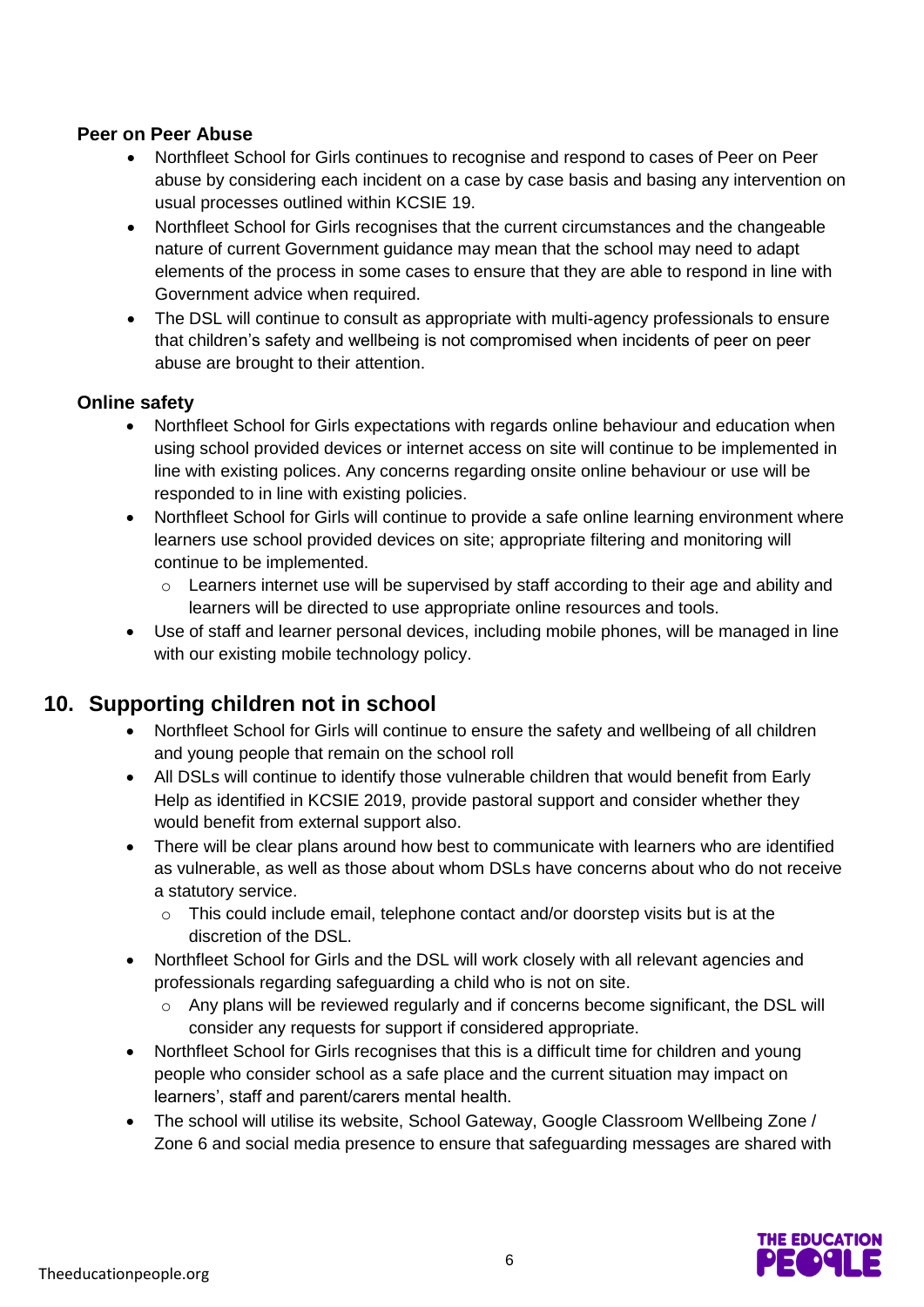### Peer on Peer Abuse

- Northfleet School for Girls continues to recognise and respond to cases of Peer on Peer abuse by considering each incident on a case by case basis and basing any intervention on usual processes outlined within KCSIE 19.
- Northfleet School for Girls recognises that the current circumstances and the changeable nature of current Government guidance may mean that the school may need to adapt elements of the process in some cases to ensure that they are able to respond in line with Government advice when required.
- The DSL will continue to consult as appropriate with multi-agency professionals to ensure that children's safety and wellbeing is not compromised when incidents of peer on peer abuse are brought to their attention.

### Online safety

- Northfleet School for Girls expectations with regards online behaviour and education when using school provided devices or internet access on site will continue to be implemented in line with existing polices. Any concerns regarding onsite online behaviour or use will be responded to in line with existing policies.
- Northfleet School for Girls will continue to provide a safe online learning environment where learners use school provided devices on site; appropriate filtering and monitoring will continue to be implemented.
  - Learners internet use will be supervised by staff according to their age and ability and learners will be directed to use appropriate online resources and tools.
- Use of staff and learner personal devices, including mobile phones, will be managed in line with our existing mobile technology policy.

## 10. Supporting children not in school

- Northfleet School for Girls will continue to ensure the safety and wellbeing of all children and young people that remain on the school roll
- All DSLs will continue to identify those vulnerable children that would benefit from Early Help as identified in KCSIE 2019, provide pastoral support and consider whether they would benefit from external support also.
- There will be clear plans around how best to communicate with learners who are identified as vulnerable, as well as those about whom DSLs have concerns about who do not receive a statutory service.
  - This could include email, telephone contact and/or doorstep visits but is at the discretion of the DSL.
- Northfleet School for Girls and the DSL will work closely with all relevant agencies and professionals regarding safeguarding a child who is not on site.
  - Any plans will be reviewed regularly and if concerns become significant, the DSL will consider any requests for support if considered appropriate.
- Northfleet School for Girls recognises that this is a difficult time for children and young people who consider school as a safe place and the current situation may impact on learners', staff and parent/carers mental health.
- The school will utilise its website, School Gateway, Google Classroom Wellbeing Zone / Zone 6 and social media presence to ensure that safeguarding messages are shared with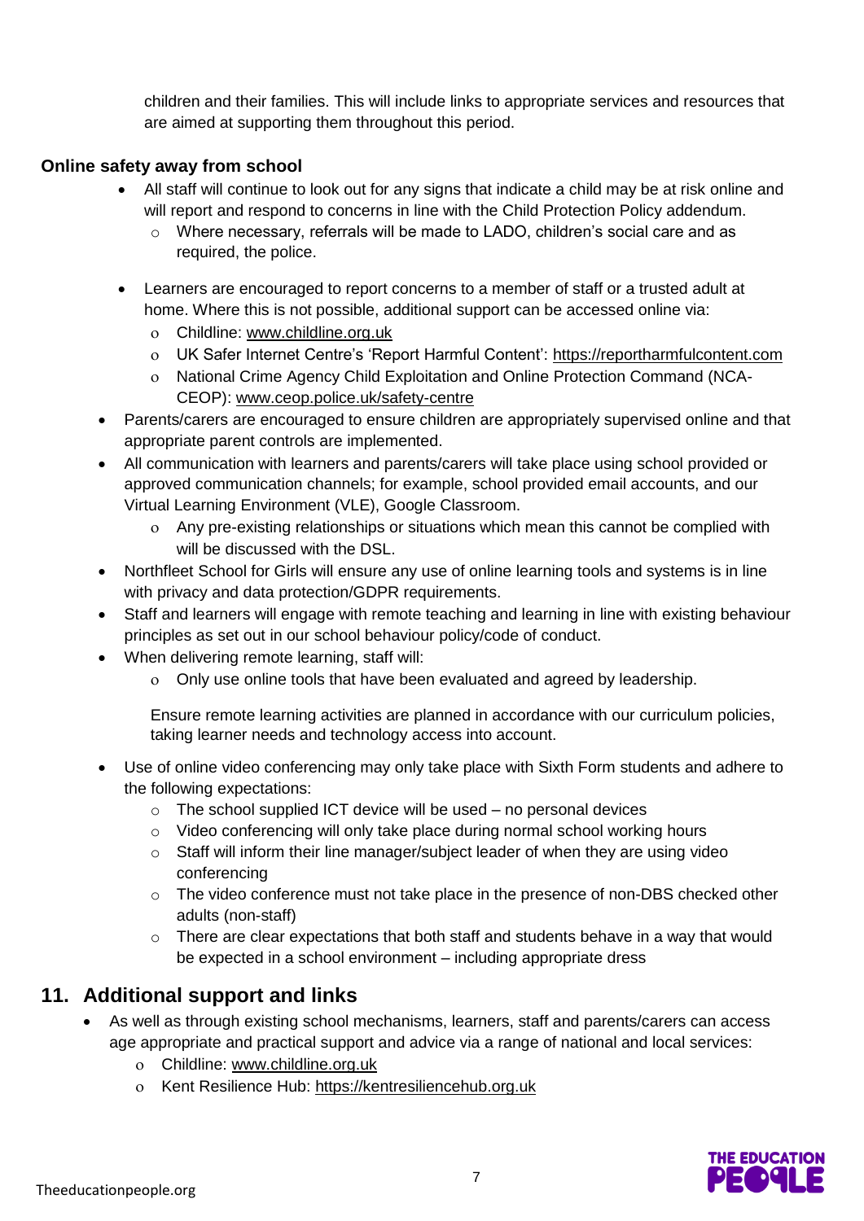children and their families. This will include links to appropriate services and resources that are aimed at supporting them throughout this period.

**Online safety away from school**

- All staff will continue to look out for any signs that indicate a child may be at risk online and will report and respond to concerns in line with the Child Protection Policy addendum.
  - Where necessary, referrals will be made to LADO, children's social care and as required, the police.
- Learners are encouraged to report concerns to a member of staff or a trusted adult at home. Where this is not possible, additional support can be accessed online via:
  - Childline: www.childline.org.uk
  - UK Safer Internet Centre's 'Report Harmful Content': https://reportharmfulcontent.com
  - National Crime Agency Child Exploitation and Online Protection Command (NCA-CEOP): www.ceop.police.uk/safety-centre
- Parents/carers are encouraged to ensure children are appropriately supervised online and that appropriate parent controls are implemented.
- All communication with learners and parents/carers will take place using school provided or approved communication channels; for example, school provided email accounts, and our Virtual Learning Environment (VLE), Google Classroom.
  - Any pre-existing relationships or situations which mean this cannot be complied with will be discussed with the DSL.
- Northfleet School for Girls will ensure any use of online learning tools and systems is in line with privacy and data protection/GDPR requirements.
- Staff and learners will engage with remote teaching and learning in line with existing behaviour principles as set out in our school behaviour policy/code of conduct.
- When delivering remote learning, staff will:
  - Only use online tools that have been evaluated and agreed by leadership.

  Ensure remote learning activities are planned in accordance with our curriculum policies, taking learner needs and technology access into account.

- Use of online video conferencing may only take place with Sixth Form students and adhere to the following expectations:
  - The school supplied ICT device will be used – no personal devices
  - Video conferencing will only take place during normal school working hours
  - Staff will inform their line manager/subject leader of when they are using video conferencing
  - The video conference must not take place in the presence of non-DBS checked other adults (non-staff)
  - There are clear expectations that both staff and students behave in a way that would be expected in a school environment – including appropriate dress

## 11. Additional support and links

- As well as through existing school mechanisms, learners, staff and parents/carers can access age appropriate and practical support and advice via a range of national and local services:
  - Childline: www.childline.org.uk
  - Kent Resilience Hub: https://kentresiliencehub.org.uk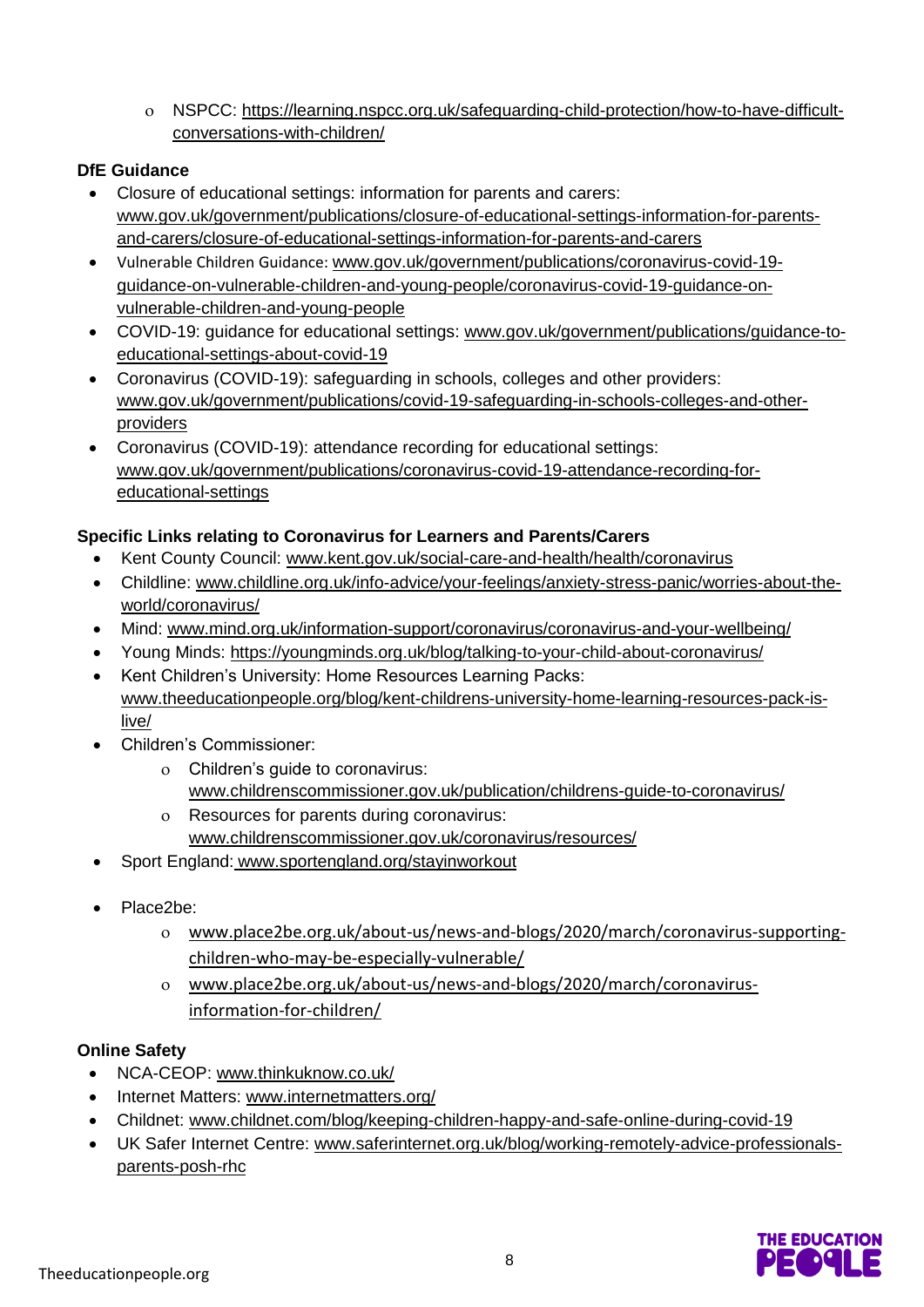- NSPCC: https://learning.nspcc.org.uk/safeguarding-child-protection/how-to-have-difficult-conversations-with-children/

**DfE Guidance**

- Closure of educational settings: information for parents and carers: www.gov.uk/government/publications/closure-of-educational-settings-information-for-parents-and-carers/closure-of-educational-settings-information-for-parents-and-carers
- Vulnerable Children Guidance: www.gov.uk/government/publications/coronavirus-covid-19-guidance-on-vulnerable-children-and-young-people/coronavirus-covid-19-guidance-on-vulnerable-children-and-young-people
- COVID-19: guidance for educational settings: www.gov.uk/government/publications/guidance-to-educational-settings-about-covid-19
- Coronavirus (COVID-19): safeguarding in schools, colleges and other providers: www.gov.uk/government/publications/covid-19-safeguarding-in-schools-colleges-and-other-providers
- Coronavirus (COVID-19): attendance recording for educational settings: www.gov.uk/government/publications/coronavirus-covid-19-attendance-recording-for-educational-settings

**Specific Links relating to Coronavirus for Learners and Parents/Carers**

- Kent County Council: www.kent.gov.uk/social-care-and-health/health/coronavirus
- Childline: www.childline.org.uk/info-advice/your-feelings/anxiety-stress-panic/worries-about-the-world/coronavirus/
- Mind: www.mind.org.uk/information-support/coronavirus/coronavirus-and-your-wellbeing/
- Young Minds: https://youngminds.org.uk/blog/talking-to-your-child-about-coronavirus/
- Kent Children's University: Home Resources Learning Packs: www.theeducationpeople.org/blog/kent-childrens-university-home-learning-resources-pack-is-live/
- Children's Commissioner:
  - Children's guide to coronavirus: www.childrenscommissioner.gov.uk/publication/childrens-guide-to-coronavirus/
  - Resources for parents during coronavirus: www.childrenscommissioner.gov.uk/coronavirus/resources/
- Sport England: www.sportengland.org/stayinworkout
- Place2be:
  - www.place2be.org.uk/about-us/news-and-blogs/2020/march/coronavirus-supporting-children-who-may-be-especially-vulnerable/
  - www.place2be.org.uk/about-us/news-and-blogs/2020/march/coronavirus-information-for-children/

**Online Safety**

- NCA-CEOP: www.thinkuknow.co.uk/
- Internet Matters: www.internetmatters.org/
- Childnet: www.childnet.com/blog/keeping-children-happy-and-safe-online-during-covid-19
- UK Safer Internet Centre: www.saferinternet.org.uk/blog/working-remotely-advice-professionals-parents-posh-rhc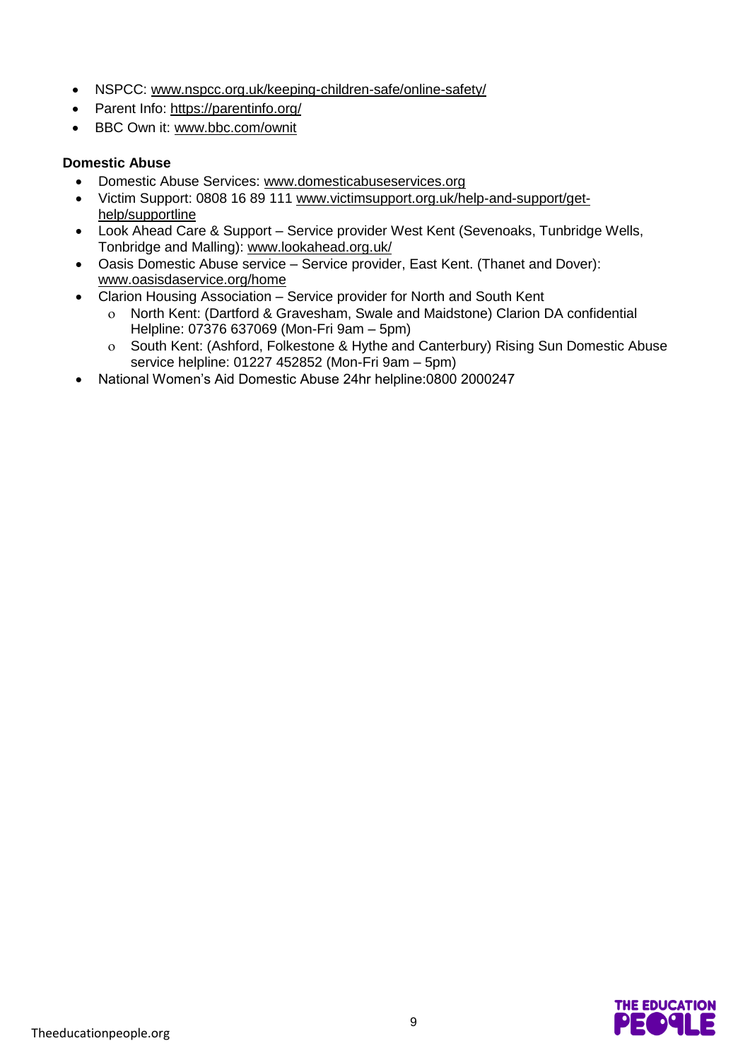- NSPCC: www.nspcc.org.uk/keeping-children-safe/online-safety/
- Parent Info: https://parentinfo.org/
- BBC Own it: www.bbc.com/ownit

**Domestic Abuse**

- Domestic Abuse Services: www.domesticabuseservices.org
- Victim Support: 0808 16 89 111 www.victimsupport.org.uk/help-and-support/get-help/supportline
- Look Ahead Care & Support – Service provider West Kent (Sevenoaks, Tunbridge Wells, Tonbridge and Malling): www.lookahead.org.uk/
- Oasis Domestic Abuse service – Service provider, East Kent. (Thanet and Dover): www.oasisdaservice.org/home
- Clarion Housing Association – Service provider for North and South Kent
    - North Kent: (Dartford & Gravesham, Swale and Maidstone) Clarion DA confidential Helpline: 07376 637069 (Mon-Fri 9am – 5pm)
    - South Kent: (Ashford, Folkestone & Hythe and Canterbury) Rising Sun Domestic Abuse service helpline: 01227 452852 (Mon-Fri 9am – 5pm)
- National Women's Aid Domestic Abuse 24hr helpline:0800 2000247